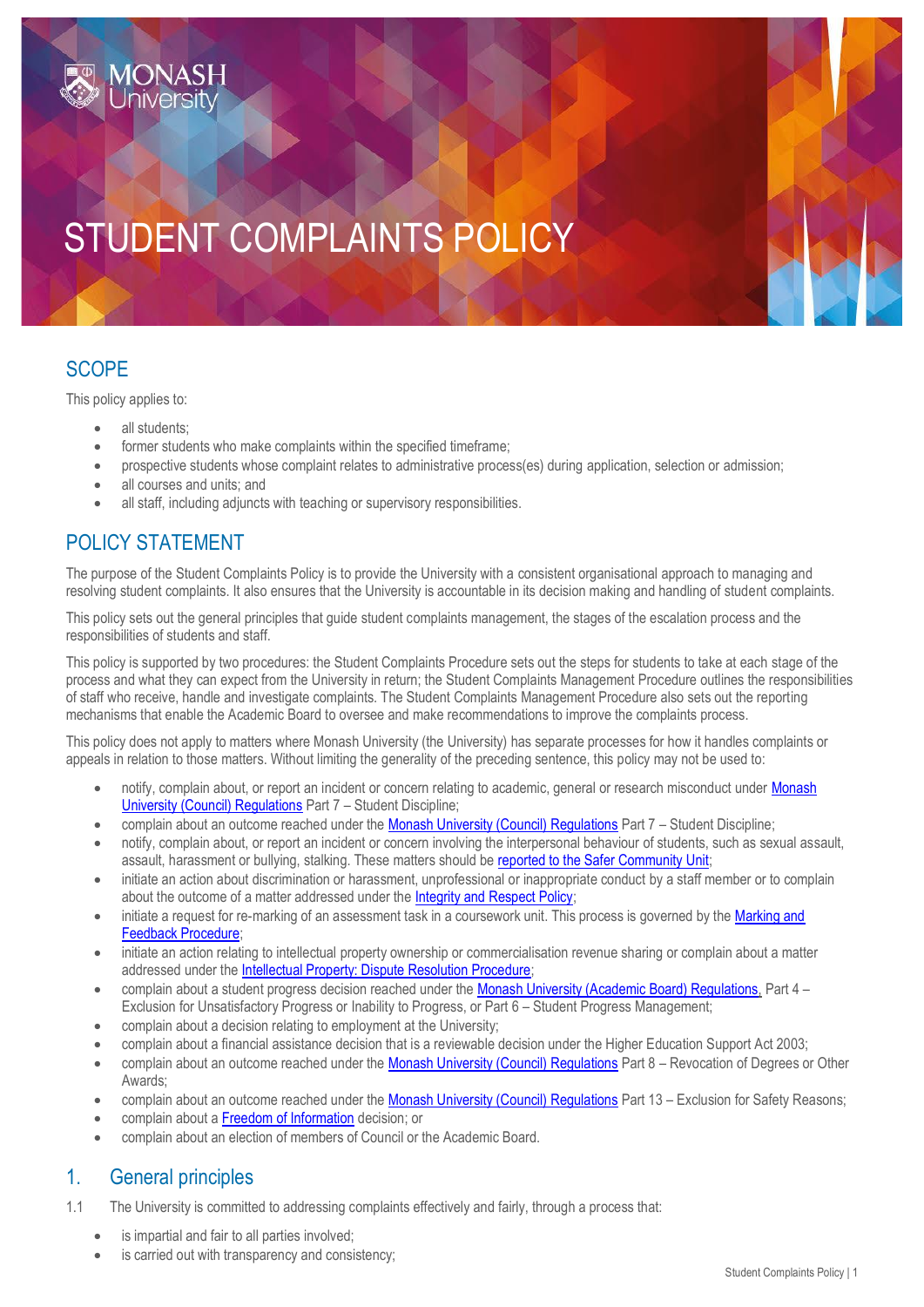# STUDENT COMPLAINTS POLICY

## SCOPE

This policy applies to:

- all students;
- former students who make complaints within the specified timeframe;
- prospective students whose complaint relates to administrative process(es) during application, selection or admission;
- all courses and units; and
- all staff, including adjuncts with teaching or supervisory responsibilities.

## POLICY STATEMENT

The purpose of the Student Complaints Policy is to provide the University with a consistent organisational approach to managing and resolving student complaints. It also ensures that the University is accountable in its decision making and handling of student complaints.

This policy sets out the general principles that guide student complaints management, the stages of the escalation process and the responsibilities of students and staff.

This policy is supported by two procedures: the Student Complaints Procedure sets out the steps for students to take at each stage of the process and what they can expect from the University in return; the Student Complaints Management Procedure outlines the responsibilities of staff who receive, handle and investigate complaints. The Student Complaints Management Procedure also sets out the reporting mechanisms that enable the Academic Board to oversee and make recommendations to improve the complaints process.

This policy does not apply to matters where Monash University (the University) has separate processes for how it handles complaints or appeals in relation to those matters. Without limiting the generality of the preceding sentence, this policy may not be used to:

- notify, complain about, or report an incident or concern relating to academic, general or research misconduct under Monash University (Council) Regulations Part 7 – Student Discipline;
- complain about an outcome reached under the Monash University (Council) Regulations Part 7 – Student Discipline;
- notify, complain about, or report an incident or concern involving the interpersonal behaviour of students, such as sexual assault, assault, harassment or bullying, stalking. These matters should be reported to the Safer Community Unit;
- initiate an action about discrimination or harassment, unprofessional or inappropriate conduct by a staff member or to complain about the outcome of a matter addressed under the Integrity and Respect Policy;
- initiate a request for re-marking of an assessment task in a coursework unit. This process is governed by the Marking and Feedback Procedure;
- initiate an action relating to intellectual property ownership or commercialisation revenue sharing or complain about a matter addressed under the Intellectual Property: Dispute Resolution Procedure;
- complain about a student progress decision reached under the Monash University (Academic Board) Regulations, Part 4 – Exclusion for Unsatisfactory Progress or Inability to Progress, or Part 6 – Student Progress Management;
- complain about a decision relating to employment at the University;
- complain about a financial assistance decision that is a reviewable decision under the Higher Education Support Act 2003;
- complain about an outcome reached under the Monash University (Council) Regulations Part 8 – Revocation of Degrees or Other Awards;
- complain about an outcome reached under the Monash University (Council) Regulations Part 13 – Exclusion for Safety Reasons;
- complain about a Freedom of Information decision; or
- complain about an election of members of Council or the Academic Board.

## 1. General principles

1.1 The University is committed to addressing complaints effectively and fairly, through a process that:

- is impartial and fair to all parties involved;
- is carried out with transparency and consistency;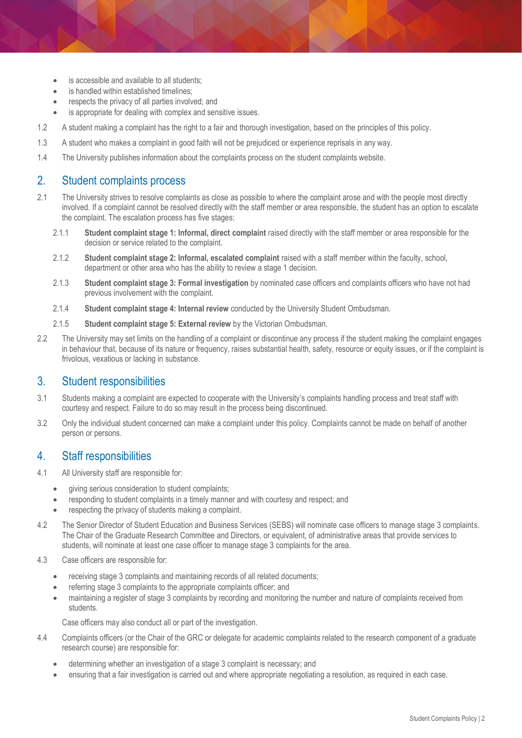- is accessible and available to all students;
- is handled within established timelines;
- respects the privacy of all parties involved; and
- is appropriate for dealing with complex and sensitive issues.

1.2 A student making a complaint has the right to a fair and thorough investigation, based on the principles of this policy.

1.3 A student who makes a complaint in good faith will not be prejudiced or experience reprisals in any way.

1.4 The University publishes information about the complaints process on the student complaints website.

## 2. Student complaints process

2.1 The University strives to resolve complaints as close as possible to where the complaint arose and with the people most directly involved. If a complaint cannot be resolved directly with the staff member or area responsible, the student has an option to escalate the complaint. The escalation process has five stages:

2.1.1 **Student complaint stage 1: Informal, direct complaint** raised directly with the staff member or area responsible for the decision or service related to the complaint.

2.1.2 **Student complaint stage 2: Informal, escalated complaint** raised with a staff member within the faculty, school, department or other area who has the ability to review a stage 1 decision.

2.1.3 **Student complaint stage 3: Formal investigation** by nominated case officers and complaints officers who have not had previous involvement with the complaint.

2.1.4 **Student complaint stage 4: Internal review** conducted by the University Student Ombudsman.

2.1.5 **Student complaint stage 5: External review** by the Victorian Ombudsman.

2.2 The University may set limits on the handling of a complaint or discontinue any process if the student making the complaint engages in behaviour that, because of its nature or frequency, raises substantial health, safety, resource or equity issues, or if the complaint is frivolous, vexatious or lacking in substance.

## 3. Student responsibilities

3.1 Students making a complaint are expected to cooperate with the University's complaints handling process and treat staff with courtesy and respect. Failure to do so may result in the process being discontinued.

3.2 Only the individual student concerned can make a complaint under this policy. Complaints cannot be made on behalf of another person or persons.

## 4. Staff responsibilities

4.1 All University staff are responsible for:

- giving serious consideration to student complaints;
- responding to student complaints in a timely manner and with courtesy and respect; and
- respecting the privacy of students making a complaint.

4.2 The Senior Director of Student Education and Business Services (SEBS) will nominate case officers to manage stage 3 complaints. The Chair of the Graduate Research Committee and Directors, or equivalent, of administrative areas that provide services to students, will nominate at least one case officer to manage stage 3 complaints for the area.

4.3 Case officers are responsible for:

- receiving stage 3 complaints and maintaining records of all related documents;
- referring stage 3 complaints to the appropriate complaints officer; and
- maintaining a register of stage 3 complaints by recording and monitoring the number and nature of complaints received from students.

Case officers may also conduct all or part of the investigation.

4.4 Complaints officers (or the Chair of the GRC or delegate for academic complaints related to the research component of a graduate research course) are responsible for:

- determining whether an investigation of a stage 3 complaint is necessary; and
- ensuring that a fair investigation is carried out and where appropriate negotiating a resolution, as required in each case.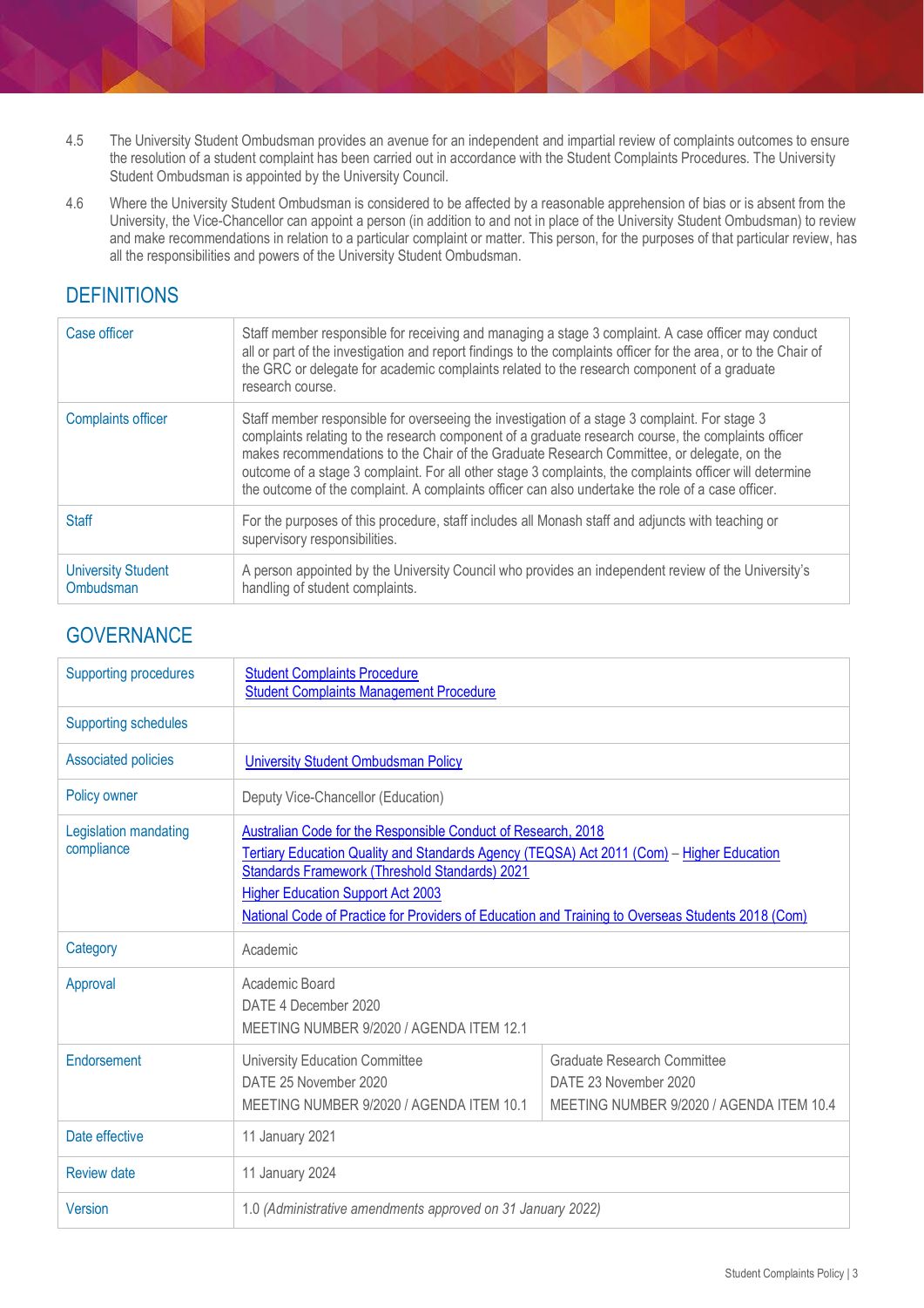4.5 The University Student Ombudsman provides an avenue for an independent and impartial review of complaints outcomes to ensure the resolution of a student complaint has been carried out in accordance with the Student Complaints Procedures. The University Student Ombudsman is appointed by the University Council.

4.6 Where the University Student Ombudsman is considered to be affected by a reasonable apprehension of bias or is absent from the University, the Vice-Chancellor can appoint a person (in addition to and not in place of the University Student Ombudsman) to review and make recommendations in relation to a particular complaint or matter. This person, for the purposes of that particular review, has all the responsibilities and powers of the University Student Ombudsman.

## DEFINITIONS

| | |
|---|---|
| Case officer | Staff member responsible for receiving and managing a stage 3 complaint. A case officer may conduct all or part of the investigation and report findings to the complaints officer for the area, or to the Chair of the GRC or delegate for academic complaints related to the research component of a graduate research course. |
| Complaints officer | Staff member responsible for overseeing the investigation of a stage 3 complaint. For stage 3 complaints relating to the research component of a graduate research course, the complaints officer makes recommendations to the Chair of the Graduate Research Committee, or delegate, on the outcome of a stage 3 complaint. For all other stage 3 complaints, the complaints officer will determine the outcome of the complaint. A complaints officer can also undertake the role of a case officer. |
| Staff | For the purposes of this procedure, staff includes all Monash staff and adjuncts with teaching or supervisory responsibilities. |
| University Student Ombudsman | A person appointed by the University Council who provides an independent review of the University's handling of student complaints. |

## GOVERNANCE

| | | |
|---|---|---|
| Supporting procedures | Student Complaints Procedure<br>Student Complaints Management Procedure | |
| Supporting schedules | | |
| Associated policies | University Student Ombudsman Policy | |
| Policy owner | Deputy Vice-Chancellor (Education) | |
| Legislation mandating compliance | Australian Code for the Responsible Conduct of Research, 2018<br>Tertiary Education Quality and Standards Agency (TEQSA) Act 2011 (Com) – Higher Education Standards Framework (Threshold Standards) 2021<br>Higher Education Support Act 2003<br>National Code of Practice for Providers of Education and Training to Overseas Students 2018 (Com) | |
| Category | Academic | |
| Approval | Academic Board<br>DATE 4 December 2020<br>MEETING NUMBER 9/2020 / AGENDA ITEM 12.1 | |
| Endorsement | University Education Committee<br>DATE 25 November 2020<br>MEETING NUMBER 9/2020 / AGENDA ITEM 10.1 | Graduate Research Committee<br>DATE 23 November 2020<br>MEETING NUMBER 9/2020 / AGENDA ITEM 10.4 |
| Date effective | 11 January 2021 | |
| Review date | 11 January 2024 | |
| Version | 1.0 *(Administrative amendments approved on 31 January 2022)* | |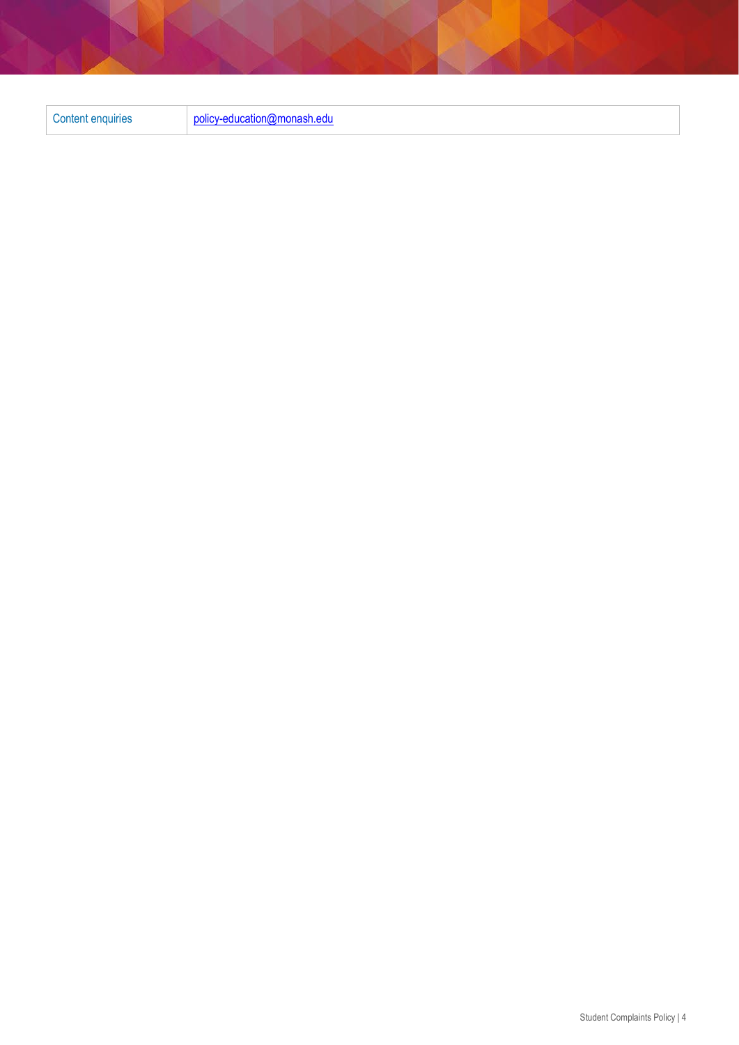| | |
|---|---|
| Content enquiries | policy-education@monash.edu |